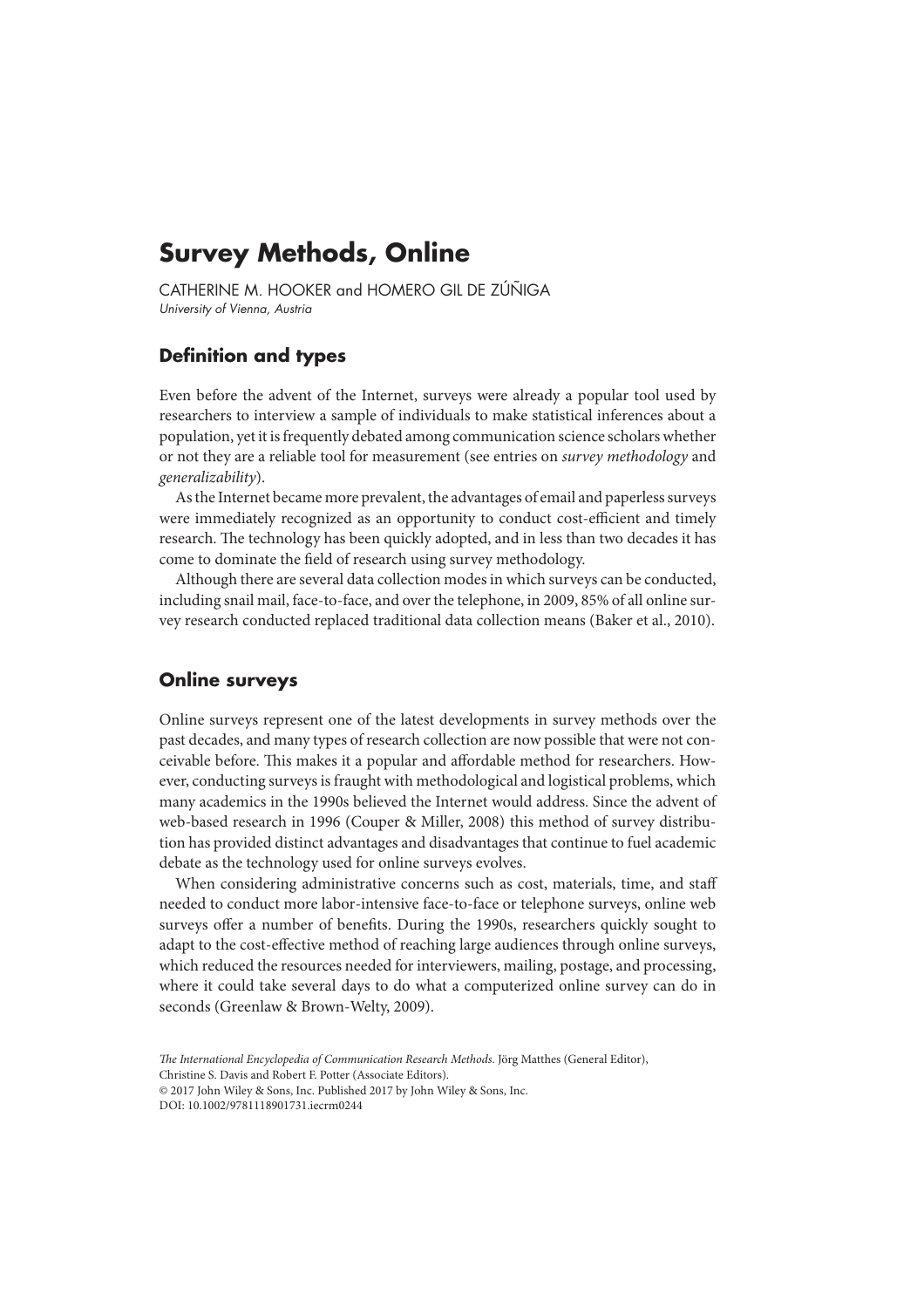# Survey Methods, Online

CATHERINE M. HOOKER and HOMERO GIL DE ZÚÑIGA
*University of Vienna, Austria*

## Definition and types

Even before the advent of the Internet, surveys were already a popular tool used by researchers to interview a sample of individuals to make statistical inferences about a population, yet it is frequently debated among communication science scholars whether or not they are a reliable tool for measurement (see entries on *survey methodology* and *generalizability*).

As the Internet became more prevalent, the advantages of email and paperless surveys were immediately recognized as an opportunity to conduct cost-efficient and timely research. The technology has been quickly adopted, and in less than two decades it has come to dominate the field of research using survey methodology.

Although there are several data collection modes in which surveys can be conducted, including snail mail, face-to-face, and over the telephone, in 2009, 85% of all online survey research conducted replaced traditional data collection means (Baker et al., 2010).

## Online surveys

Online surveys represent one of the latest developments in survey methods over the past decades, and many types of research collection are now possible that were not conceivable before. This makes it a popular and affordable method for researchers. However, conducting surveys is fraught with methodological and logistical problems, which many academics in the 1990s believed the Internet would address. Since the advent of web-based research in 1996 (Couper & Miller, 2008) this method of survey distribution has provided distinct advantages and disadvantages that continue to fuel academic debate as the technology used for online surveys evolves.

When considering administrative concerns such as cost, materials, time, and staff needed to conduct more labor-intensive face-to-face or telephone surveys, online web surveys offer a number of benefits. During the 1990s, researchers quickly sought to adapt to the cost-effective method of reaching large audiences through online surveys, which reduced the resources needed for interviewers, mailing, postage, and processing, where it could take several days to do what a computerized online survey can do in seconds (Greenlaw & Brown-Welty, 2009).

*The International Encyclopedia of Communication Research Methods*. Jörg Matthes (General Editor), Christine S. Davis and Robert F. Potter (Associate Editors).
© 2017 John Wiley & Sons, Inc. Published 2017 by John Wiley & Sons, Inc.
DOI: 10.1002/9781118901731.iecrm0244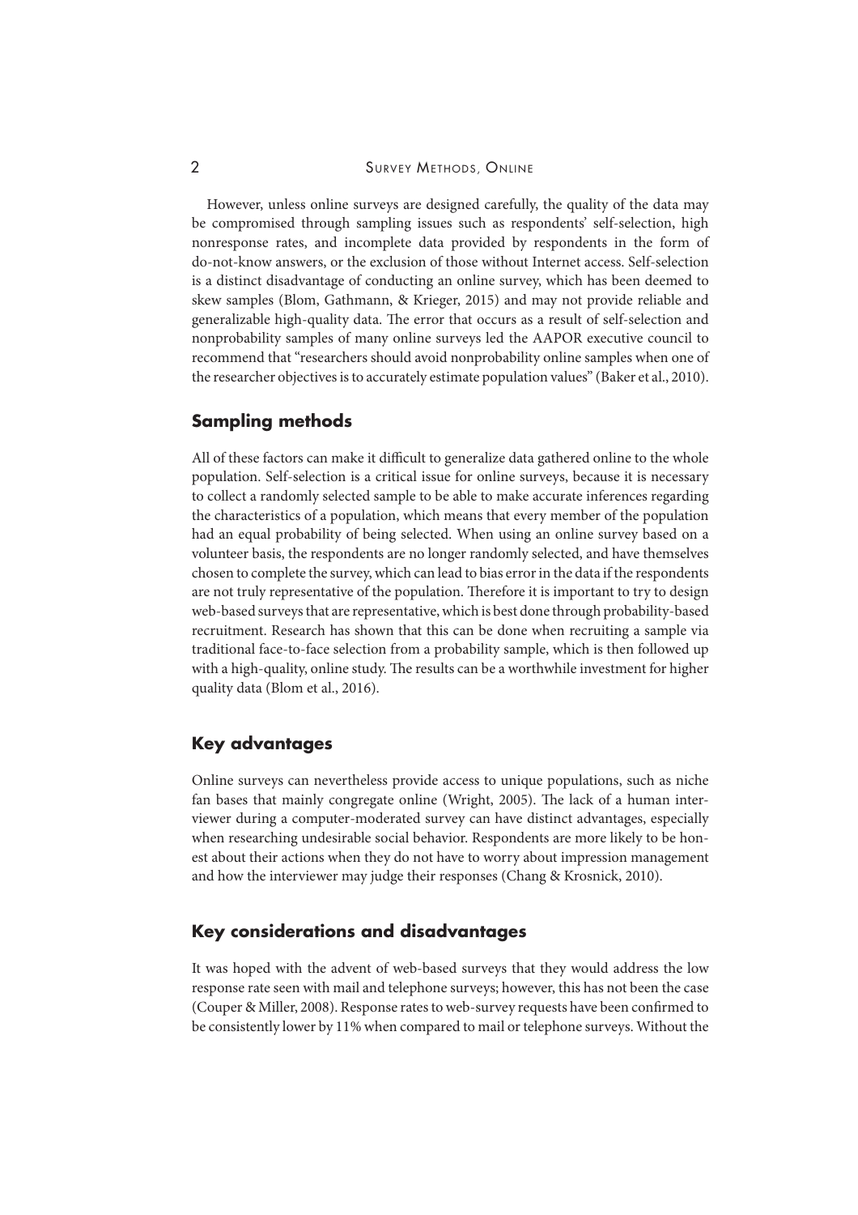However, unless online surveys are designed carefully, the quality of the data may be compromised through sampling issues such as respondents' self-selection, high nonresponse rates, and incomplete data provided by respondents in the form of do-not-know answers, or the exclusion of those without Internet access. Self-selection is a distinct disadvantage of conducting an online survey, which has been deemed to skew samples (Blom, Gathmann, & Krieger, 2015) and may not provide reliable and generalizable high-quality data. The error that occurs as a result of self-selection and nonprobability samples of many online surveys led the AAPOR executive council to recommend that "researchers should avoid nonprobability online samples when one of the researcher objectives is to accurately estimate population values" (Baker et al., 2010).

## Sampling methods

All of these factors can make it difficult to generalize data gathered online to the whole population. Self-selection is a critical issue for online surveys, because it is necessary to collect a randomly selected sample to be able to make accurate inferences regarding the characteristics of a population, which means that every member of the population had an equal probability of being selected. When using an online survey based on a volunteer basis, the respondents are no longer randomly selected, and have themselves chosen to complete the survey, which can lead to bias error in the data if the respondents are not truly representative of the population. Therefore it is important to try to design web-based surveys that are representative, which is best done through probability-based recruitment. Research has shown that this can be done when recruiting a sample via traditional face-to-face selection from a probability sample, which is then followed up with a high-quality, online study. The results can be a worthwhile investment for higher quality data (Blom et al., 2016).

## Key advantages

Online surveys can nevertheless provide access to unique populations, such as niche fan bases that mainly congregate online (Wright, 2005). The lack of a human interviewer during a computer-moderated survey can have distinct advantages, especially when researching undesirable social behavior. Respondents are more likely to be honest about their actions when they do not have to worry about impression management and how the interviewer may judge their responses (Chang & Krosnick, 2010).

## Key considerations and disadvantages

It was hoped with the advent of web-based surveys that they would address the low response rate seen with mail and telephone surveys; however, this has not been the case (Couper & Miller, 2008). Response rates to web-survey requests have been confirmed to be consistently lower by 11% when compared to mail or telephone surveys. Without the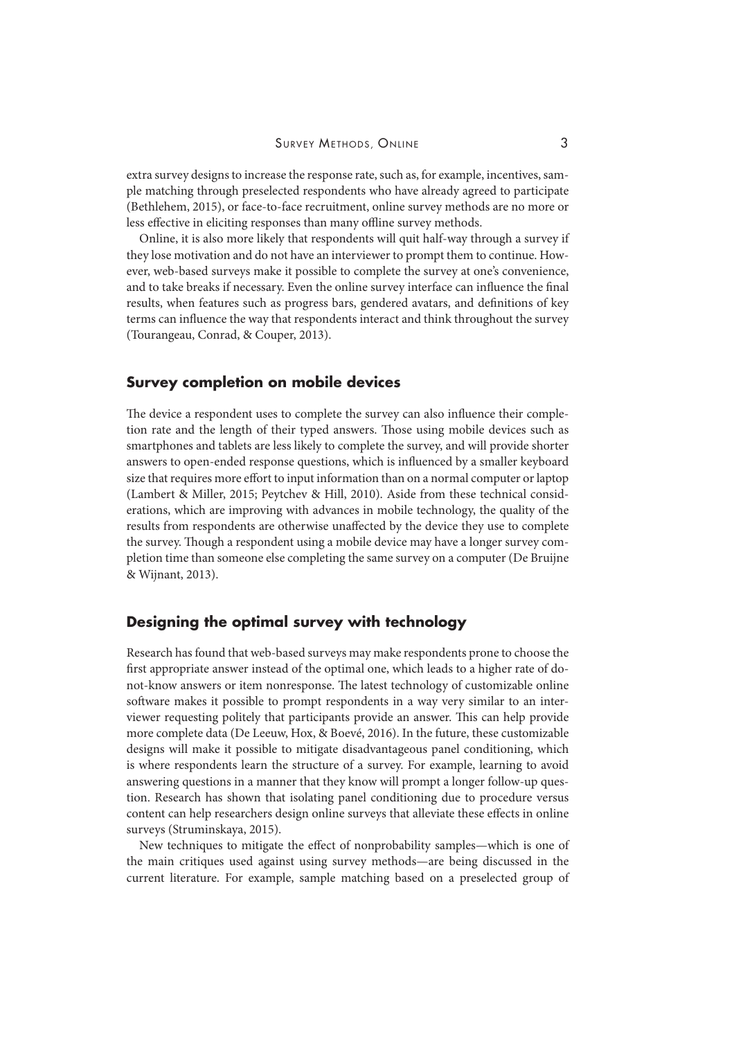extra survey designs to increase the response rate, such as, for example, incentives, sample matching through preselected respondents who have already agreed to participate (Bethlehem, 2015), or face-to-face recruitment, online survey methods are no more or less effective in eliciting responses than many offline survey methods.

Online, it is also more likely that respondents will quit half-way through a survey if they lose motivation and do not have an interviewer to prompt them to continue. However, web-based surveys make it possible to complete the survey at one's convenience, and to take breaks if necessary. Even the online survey interface can influence the final results, when features such as progress bars, gendered avatars, and definitions of key terms can influence the way that respondents interact and think throughout the survey (Tourangeau, Conrad, & Couper, 2013).

## Survey completion on mobile devices

The device a respondent uses to complete the survey can also influence their completion rate and the length of their typed answers. Those using mobile devices such as smartphones and tablets are less likely to complete the survey, and will provide shorter answers to open-ended response questions, which is influenced by a smaller keyboard size that requires more effort to input information than on a normal computer or laptop (Lambert & Miller, 2015; Peytchev & Hill, 2010). Aside from these technical considerations, which are improving with advances in mobile technology, the quality of the results from respondents are otherwise unaffected by the device they use to complete the survey. Though a respondent using a mobile device may have a longer survey completion time than someone else completing the same survey on a computer (De Bruijne & Wijnant, 2013).

## Designing the optimal survey with technology

Research has found that web-based surveys may make respondents prone to choose the first appropriate answer instead of the optimal one, which leads to a higher rate of do-not-know answers or item nonresponse. The latest technology of customizable online software makes it possible to prompt respondents in a way very similar to an interviewer requesting politely that participants provide an answer. This can help provide more complete data (De Leeuw, Hox, & Boevé, 2016). In the future, these customizable designs will make it possible to mitigate disadvantageous panel conditioning, which is where respondents learn the structure of a survey. For example, learning to avoid answering questions in a manner that they know will prompt a longer follow-up question. Research has shown that isolating panel conditioning due to procedure versus content can help researchers design online surveys that alleviate these effects in online surveys (Struminskaya, 2015).

New techniques to mitigate the effect of nonprobability samples—which is one of the main critiques used against using survey methods—are being discussed in the current literature. For example, sample matching based on a preselected group of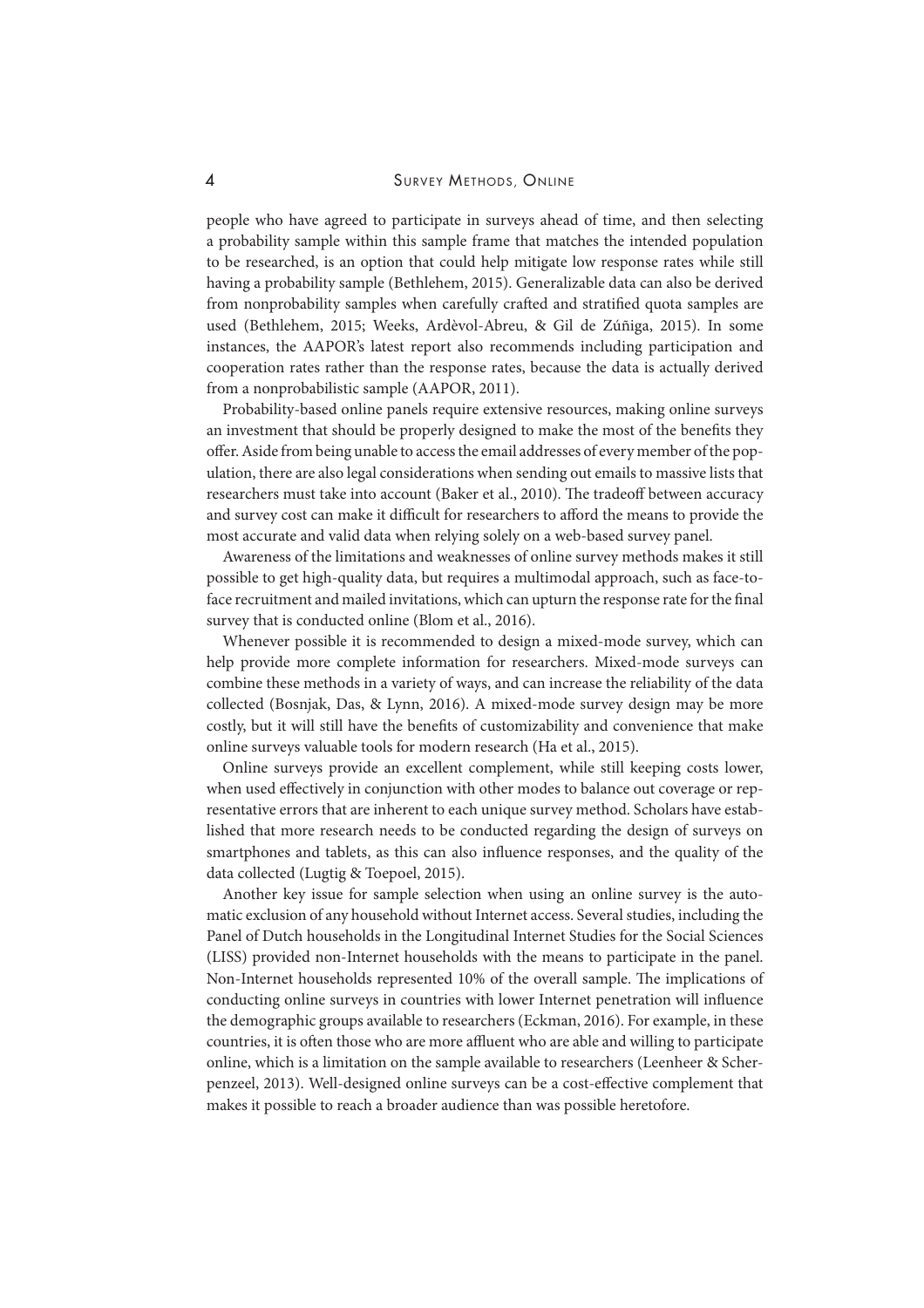people who have agreed to participate in surveys ahead of time, and then selecting a probability sample within this sample frame that matches the intended population to be researched, is an option that could help mitigate low response rates while still having a probability sample (Bethlehem, 2015). Generalizable data can also be derived from nonprobability samples when carefully crafted and stratified quota samples are used (Bethlehem, 2015; Weeks, Ardèvol-Abreu, & Gil de Zúñiga, 2015). In some instances, the AAPOR's latest report also recommends including participation and cooperation rates rather than the response rates, because the data is actually derived from a nonprobabilistic sample (AAPOR, 2011).

Probability-based online panels require extensive resources, making online surveys an investment that should be properly designed to make the most of the benefits they offer. Aside from being unable to access the email addresses of every member of the population, there are also legal considerations when sending out emails to massive lists that researchers must take into account (Baker et al., 2010). The tradeoff between accuracy and survey cost can make it difficult for researchers to afford the means to provide the most accurate and valid data when relying solely on a web-based survey panel.

Awareness of the limitations and weaknesses of online survey methods makes it still possible to get high-quality data, but requires a multimodal approach, such as face-to-face recruitment and mailed invitations, which can upturn the response rate for the final survey that is conducted online (Blom et al., 2016).

Whenever possible it is recommended to design a mixed-mode survey, which can help provide more complete information for researchers. Mixed-mode surveys can combine these methods in a variety of ways, and can increase the reliability of the data collected (Bosnjak, Das, & Lynn, 2016). A mixed-mode survey design may be more costly, but it will still have the benefits of customizability and convenience that make online surveys valuable tools for modern research (Ha et al., 2015).

Online surveys provide an excellent complement, while still keeping costs lower, when used effectively in conjunction with other modes to balance out coverage or representative errors that are inherent to each unique survey method. Scholars have established that more research needs to be conducted regarding the design of surveys on smartphones and tablets, as this can also influence responses, and the quality of the data collected (Lugtig & Toepoel, 2015).

Another key issue for sample selection when using an online survey is the automatic exclusion of any household without Internet access. Several studies, including the Panel of Dutch households in the Longitudinal Internet Studies for the Social Sciences (LISS) provided non-Internet households with the means to participate in the panel. Non-Internet households represented 10% of the overall sample. The implications of conducting online surveys in countries with lower Internet penetration will influence the demographic groups available to researchers (Eckman, 2016). For example, in these countries, it is often those who are more affluent who are able and willing to participate online, which is a limitation on the sample available to researchers (Leenheer & Scherpenzeel, 2013). Well-designed online surveys can be a cost-effective complement that makes it possible to reach a broader audience than was possible heretofore.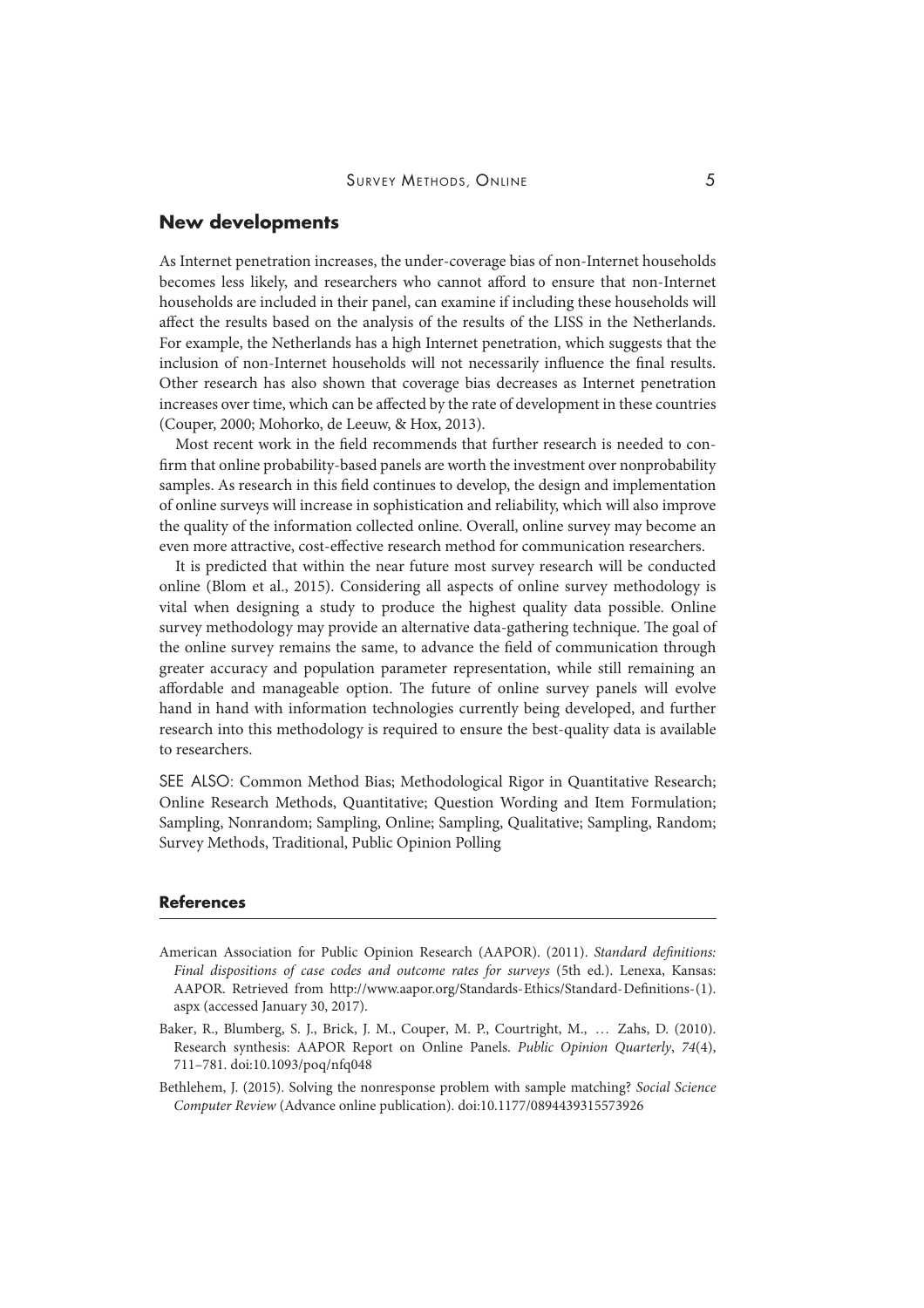## New developments

As Internet penetration increases, the under-coverage bias of non-Internet households becomes less likely, and researchers who cannot afford to ensure that non-Internet households are included in their panel, can examine if including these households will affect the results based on the analysis of the results of the LISS in the Netherlands. For example, the Netherlands has a high Internet penetration, which suggests that the inclusion of non-Internet households will not necessarily influence the final results. Other research has also shown that coverage bias decreases as Internet penetration increases over time, which can be affected by the rate of development in these countries (Couper, 2000; Mohorko, de Leeuw, & Hox, 2013).

Most recent work in the field recommends that further research is needed to confirm that online probability-based panels are worth the investment over nonprobability samples. As research in this field continues to develop, the design and implementation of online surveys will increase in sophistication and reliability, which will also improve the quality of the information collected online. Overall, online survey may become an even more attractive, cost-effective research method for communication researchers.

It is predicted that within the near future most survey research will be conducted online (Blom et al., 2015). Considering all aspects of online survey methodology is vital when designing a study to produce the highest quality data possible. Online survey methodology may provide an alternative data-gathering technique. The goal of the online survey remains the same, to advance the field of communication through greater accuracy and population parameter representation, while still remaining an affordable and manageable option. The future of online survey panels will evolve hand in hand with information technologies currently being developed, and further research into this methodology is required to ensure the best-quality data is available to researchers.

SEE ALSO: Common Method Bias; Methodological Rigor in Quantitative Research; Online Research Methods, Quantitative; Question Wording and Item Formulation; Sampling, Nonrandom; Sampling, Online; Sampling, Qualitative; Sampling, Random; Survey Methods, Traditional, Public Opinion Polling

## References

American Association for Public Opinion Research (AAPOR). (2011). *Standard definitions: Final dispositions of case codes and outcome rates for surveys* (5th ed.). Lenexa, Kansas: AAPOR. Retrieved from http://www.aapor.org/Standards-Ethics/Standard-Definitions-(1).aspx (accessed January 30, 2017).

Baker, R., Blumberg, S. J., Brick, J. M., Couper, M. P., Courtright, M., … Zahs, D. (2010). Research synthesis: AAPOR Report on Online Panels. *Public Opinion Quarterly*, *74*(4), 711–781. doi:10.1093/poq/nfq048

Bethlehem, J. (2015). Solving the nonresponse problem with sample matching? *Social Science Computer Review* (Advance online publication). doi:10.1177/0894439315573926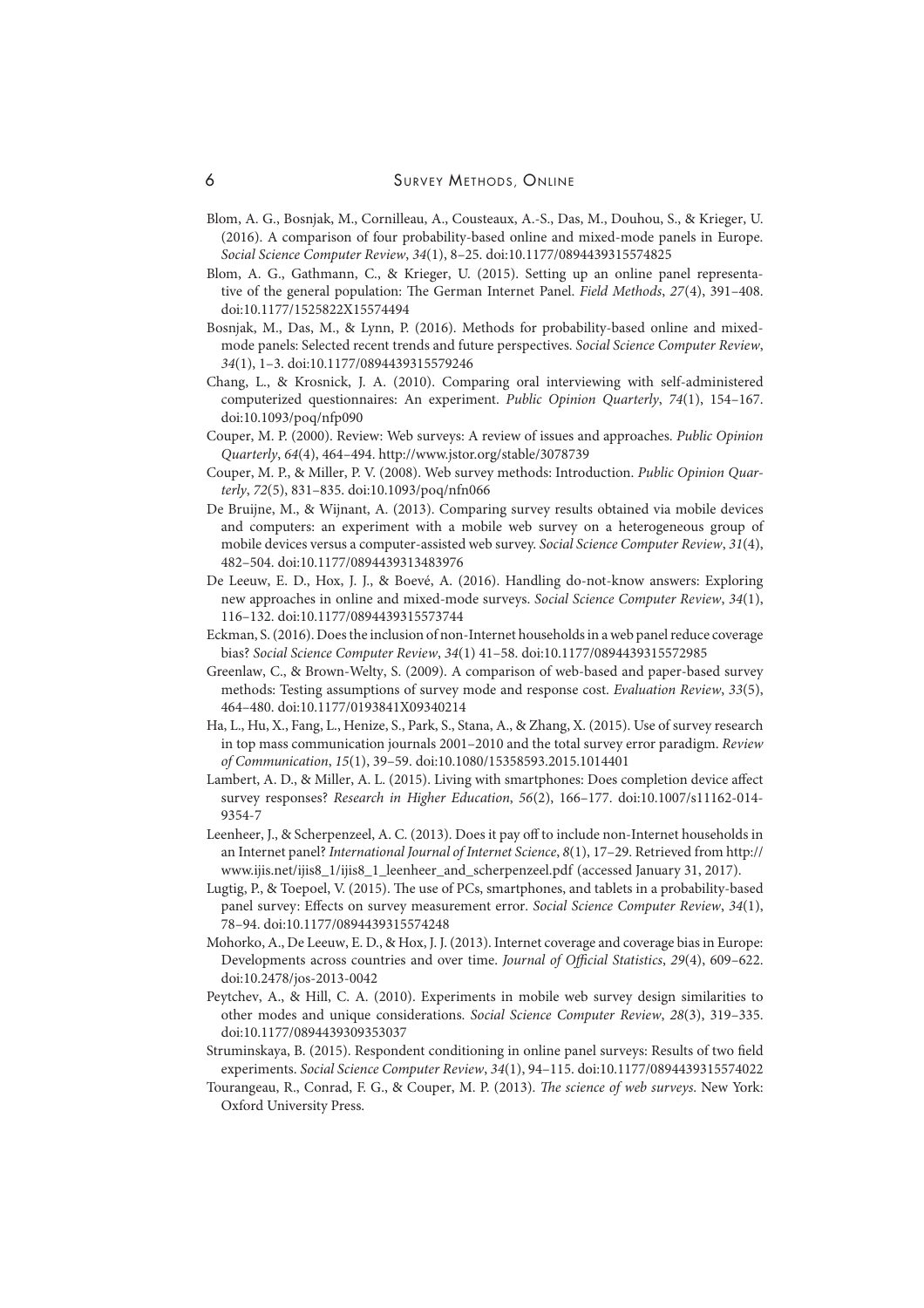Blom, A. G., Bosnjak, M., Cornilleau, A., Cousteaux, A.-S., Das, M., Douhou, S., & Krieger, U. (2016). A comparison of four probability-based online and mixed-mode panels in Europe. *Social Science Computer Review*, *34*(1), 8–25. doi:10.1177/0894439315574825

Blom, A. G., Gathmann, C., & Krieger, U. (2015). Setting up an online panel representative of the general population: The German Internet Panel. *Field Methods*, *27*(4), 391–408. doi:10.1177/1525822X15574494

Bosnjak, M., Das, M., & Lynn, P. (2016). Methods for probability-based online and mixed-mode panels: Selected recent trends and future perspectives. *Social Science Computer Review*, *34*(1), 1–3. doi:10.1177/0894439315579246

Chang, L., & Krosnick, J. A. (2010). Comparing oral interviewing with self-administered computerized questionnaires: An experiment. *Public Opinion Quarterly*, *74*(1), 154–167. doi:10.1093/poq/nfp090

Couper, M. P. (2000). Review: Web surveys: A review of issues and approaches. *Public Opinion Quarterly*, *64*(4), 464–494. http://www.jstor.org/stable/3078739

Couper, M. P., & Miller, P. V. (2008). Web survey methods: Introduction. *Public Opinion Quarterly*, *72*(5), 831–835. doi:10.1093/poq/nfn066

De Bruijne, M., & Wijnant, A. (2013). Comparing survey results obtained via mobile devices and computers: an experiment with a mobile web survey on a heterogeneous group of mobile devices versus a computer-assisted web survey. *Social Science Computer Review*, *31*(4), 482–504. doi:10.1177/0894439313483976

De Leeuw, E. D., Hox, J. J., & Boevé, A. (2016). Handling do-not-know answers: Exploring new approaches in online and mixed-mode surveys. *Social Science Computer Review*, *34*(1), 116–132. doi:10.1177/0894439315573744

Eckman, S. (2016). Does the inclusion of non-Internet households in a web panel reduce coverage bias? *Social Science Computer Review*, *34*(1) 41–58. doi:10.1177/0894439315572985

Greenlaw, C., & Brown-Welty, S. (2009). A comparison of web-based and paper-based survey methods: Testing assumptions of survey mode and response cost. *Evaluation Review*, *33*(5), 464–480. doi:10.1177/0193841X09340214

Ha, L., Hu, X., Fang, L., Henize, S., Park, S., Stana, A., & Zhang, X. (2015). Use of survey research in top mass communication journals 2001–2010 and the total survey error paradigm. *Review of Communication*, *15*(1), 39–59. doi:10.1080/15358593.2015.1014401

Lambert, A. D., & Miller, A. L. (2015). Living with smartphones: Does completion device affect survey responses? *Research in Higher Education*, *56*(2), 166–177. doi:10.1007/s11162-014-9354-7

Leenheer, J., & Scherpenzeel, A. C. (2013). Does it pay off to include non-Internet households in an Internet panel? *International Journal of Internet Science*, *8*(1), 17–29. Retrieved from http://www.ijis.net/ijis8_1/ijis8_1_leenheer_and_scherpenzeel.pdf (accessed January 31, 2017).

Lugtig, P., & Toepoel, V. (2015). The use of PCs, smartphones, and tablets in a probability-based panel survey: Effects on survey measurement error. *Social Science Computer Review*, *34*(1), 78–94. doi:10.1177/0894439315574248

Mohorko, A., De Leeuw, E. D., & Hox, J. J. (2013). Internet coverage and coverage bias in Europe: Developments across countries and over time. *Journal of Official Statistics*, *29*(4), 609–622. doi:10.2478/jos-2013-0042

Peytchev, A., & Hill, C. A. (2010). Experiments in mobile web survey design similarities to other modes and unique considerations. *Social Science Computer Review*, *28*(3), 319–335. doi:10.1177/0894439309353037

Struminskaya, B. (2015). Respondent conditioning in online panel surveys: Results of two field experiments. *Social Science Computer Review*, *34*(1), 94–115. doi:10.1177/0894439315574022

Tourangeau, R., Conrad, F. G., & Couper, M. P. (2013). *The science of web surveys*. New York: Oxford University Press.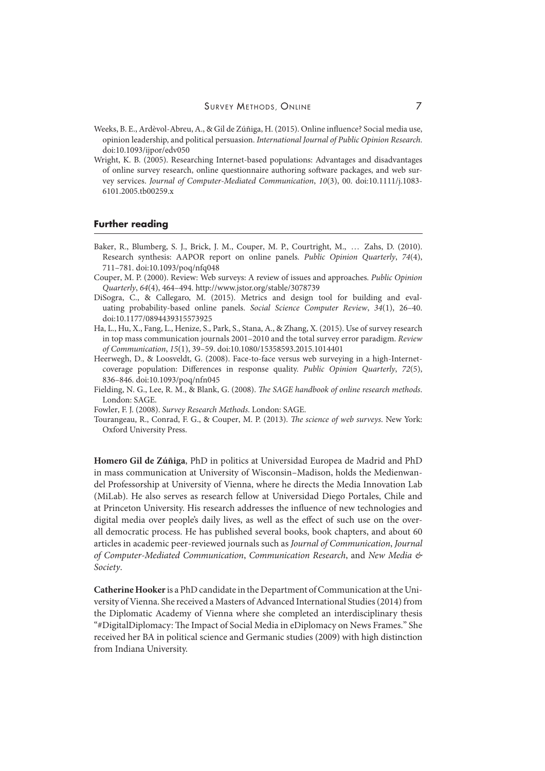Weeks, B. E., Ardèvol-Abreu, A., & Gil de Zúñiga, H. (2015). Online influence? Social media use, opinion leadership, and political persuasion. *International Journal of Public Opinion Research*. doi:10.1093/ijpor/edv050

Wright, K. B. (2005). Researching Internet-based populations: Advantages and disadvantages of online survey research, online questionnaire authoring software packages, and web survey services. *Journal of Computer-Mediated Communication*, *10*(3), 00. doi:10.1111/j.1083-6101.2005.tb00259.x

## Further reading

Baker, R., Blumberg, S. J., Brick, J. M., Couper, M. P., Courtright, M., … Zahs, D. (2010). Research synthesis: AAPOR report on online panels. *Public Opinion Quarterly*, *74*(4), 711–781. doi:10.1093/poq/nfq048

Couper, M. P. (2000). Review: Web surveys: A review of issues and approaches. *Public Opinion Quarterly*, *64*(4), 464–494. http://www.jstor.org/stable/3078739

DiSogra, C., & Callegaro, M. (2015). Metrics and design tool for building and evaluating probability-based online panels. *Social Science Computer Review*, *34*(1), 26–40. doi:10.1177/0894439315573925

Ha, L., Hu, X., Fang, L., Henize, S., Park, S., Stana, A., & Zhang, X. (2015). Use of survey research in top mass communication journals 2001–2010 and the total survey error paradigm. *Review of Communication*, *15*(1), 39–59. doi:10.1080/15358593.2015.1014401

Heerwegh, D., & Loosveldt, G. (2008). Face-to-face versus web surveying in a high-Internet-coverage population: Differences in response quality. *Public Opinion Quarterly*, *72*(5), 836–846. doi:10.1093/poq/nfn045

Fielding, N. G., Lee, R. M., & Blank, G. (2008). *The SAGE handbook of online research methods*. London: SAGE.

Fowler, F. J. (2008). *Survey Research Methods*. London: SAGE.

Tourangeau, R., Conrad, F. G., & Couper, M. P. (2013). *The science of web surveys*. New York: Oxford University Press.

**Homero Gil de Zúñiga**, PhD in politics at Universidad Europea de Madrid and PhD in mass communication at University of Wisconsin–Madison, holds the Medienwandel Professorship at University of Vienna, where he directs the Media Innovation Lab (MiLab). He also serves as research fellow at Universidad Diego Portales, Chile and at Princeton University. His research addresses the influence of new technologies and digital media over people's daily lives, as well as the effect of such use on the overall democratic process. He has published several books, book chapters, and about 60 articles in academic peer-reviewed journals such as *Journal of Communication*, *Journal of Computer-Mediated Communication*, *Communication Research*, and *New Media & Society*.

**Catherine Hooker** is a PhD candidate in the Department of Communication at the University of Vienna. She received a Masters of Advanced International Studies (2014) from the Diplomatic Academy of Vienna where she completed an interdisciplinary thesis "#DigitalDiplomacy: The Impact of Social Media in eDiplomacy on News Frames." She received her BA in political science and Germanic studies (2009) with high distinction from Indiana University.